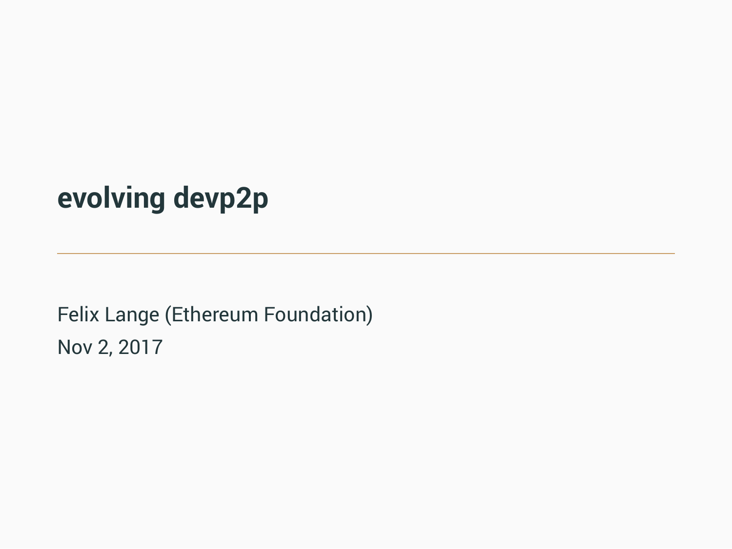# evolving devp2p

---

Felix Lange (Ethereum Foundation)

Nov 2, 2017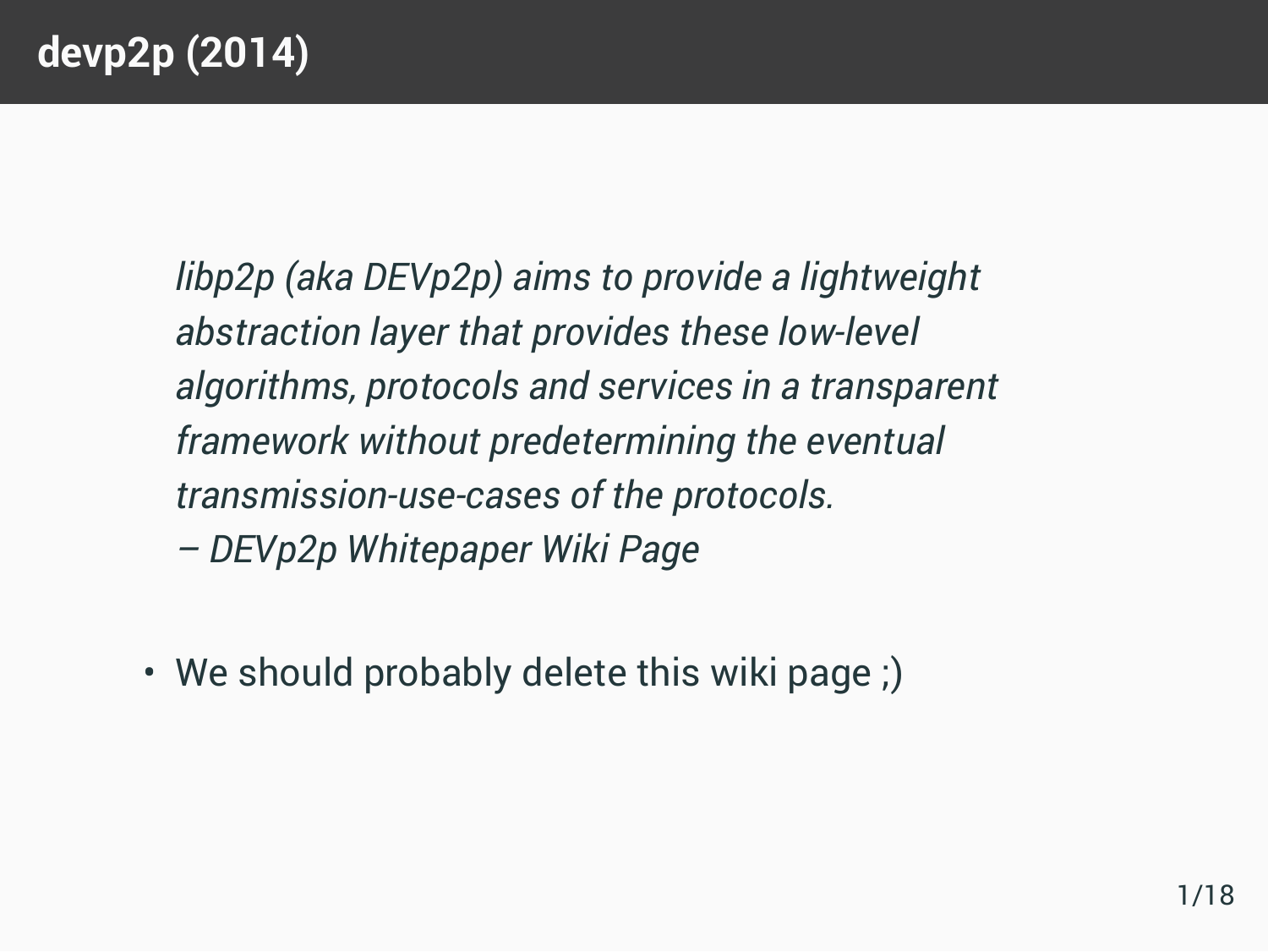# devp2p (2014)

> *libp2p (aka DEVp2p) aims to provide a lightweight abstraction layer that provides these low-level algorithms, protocols and services in a transparent framework without predetermining the eventual transmission-use-cases of the protocols.*
> *– DEVp2p Whitepaper Wiki Page*

- We should probably delete this wiki page ;)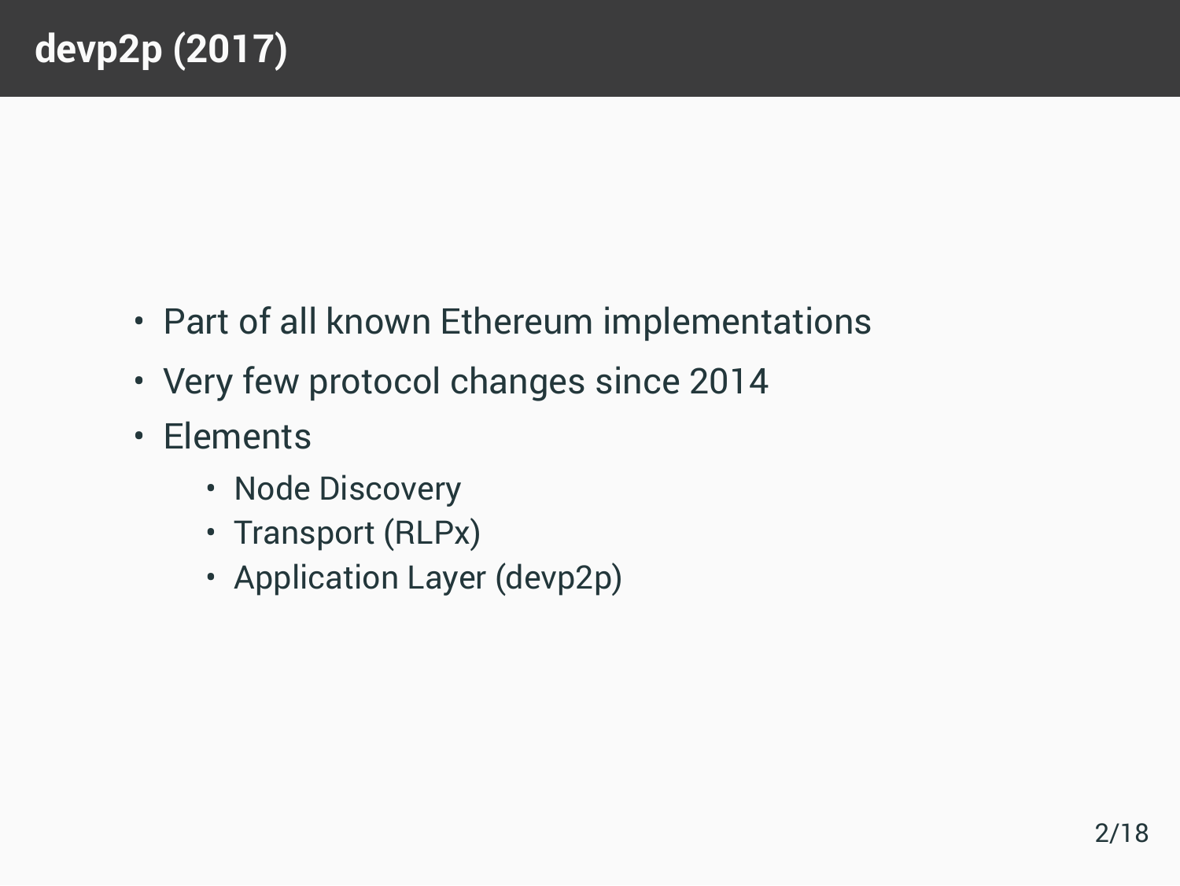# devp2p (2017)

- Part of all known Ethereum implementations
- Very few protocol changes since 2014
- Elements
  - Node Discovery
  - Transport (RLPx)
  - Application Layer (devp2p)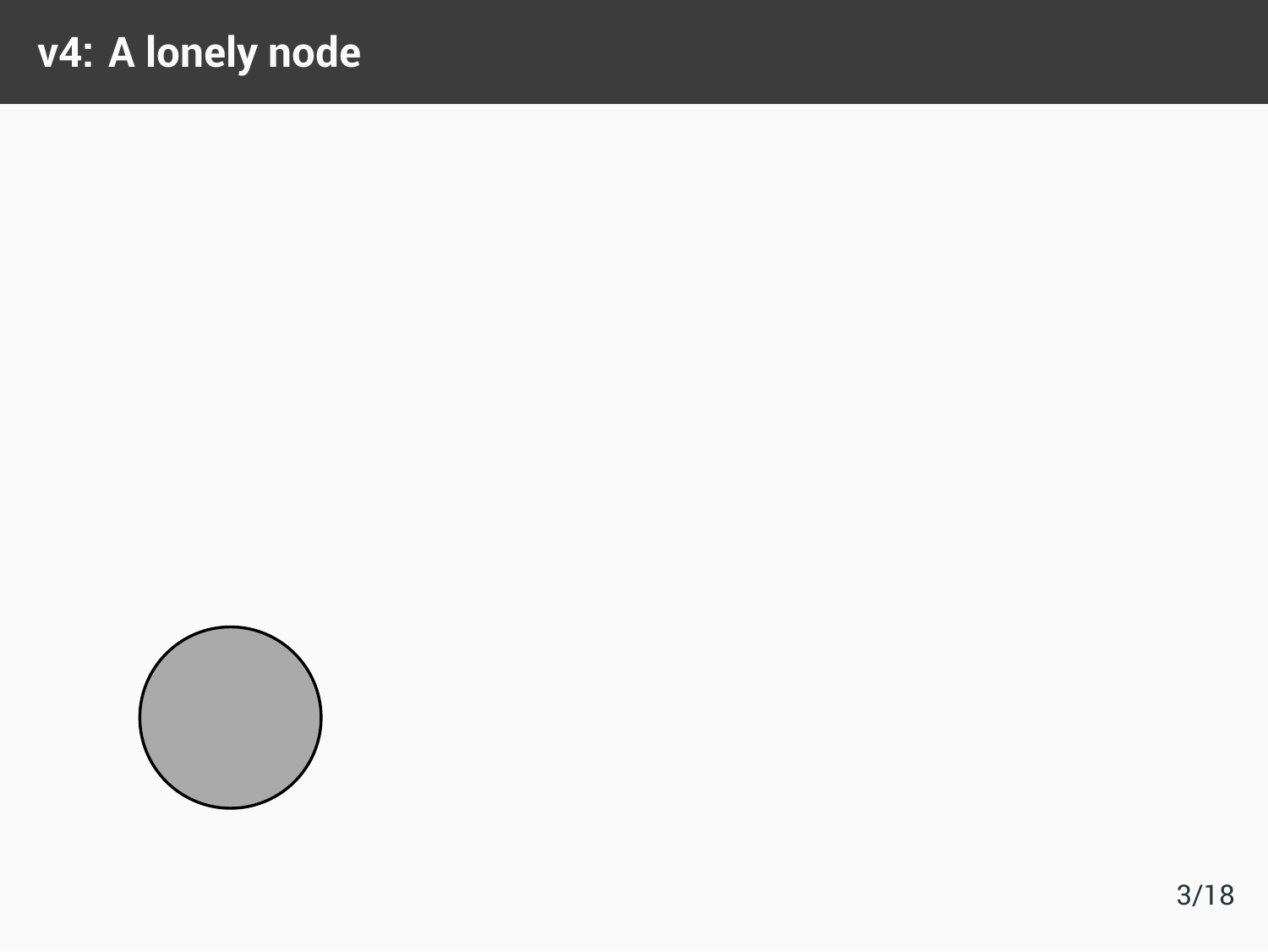# v4: A lonely node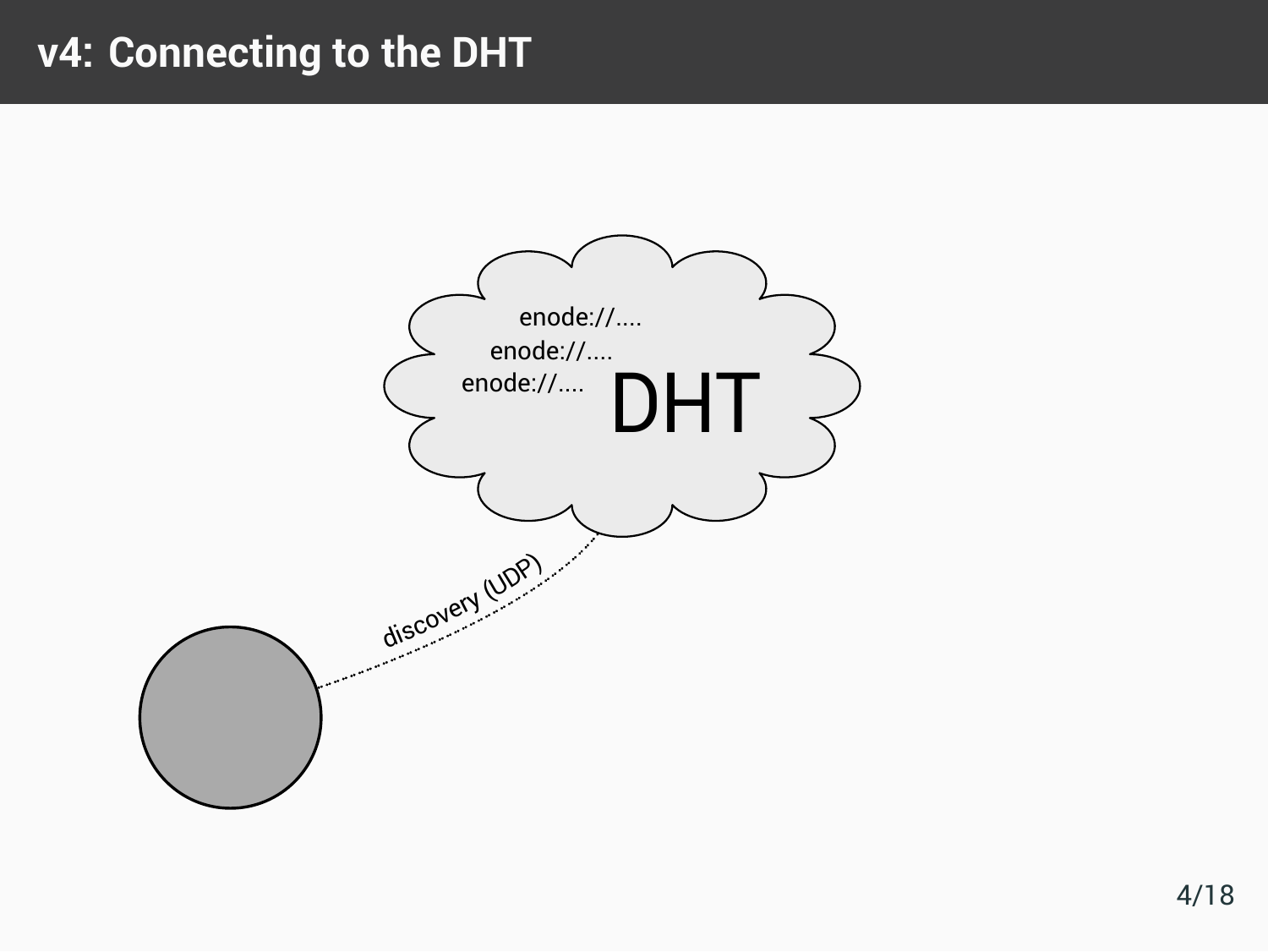# v4: Connecting to the DHT

enode://....
enode://....
enode://....

DHT

discovery (UDP)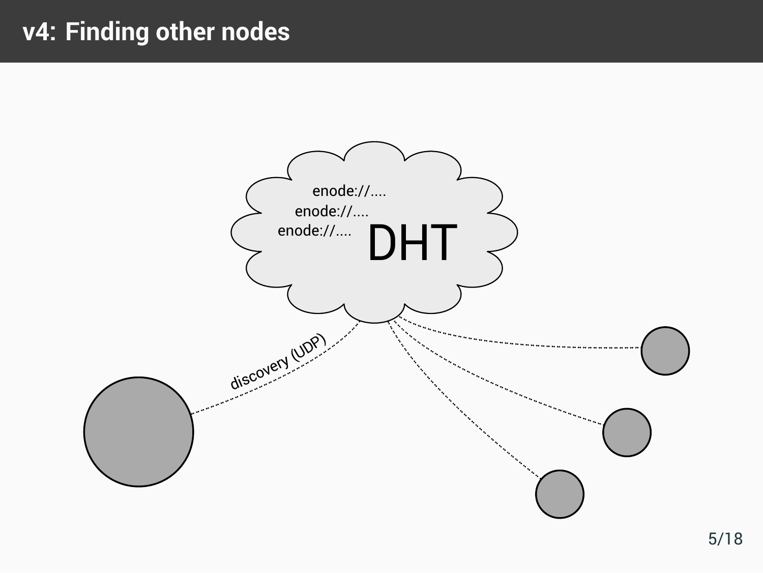# v4: Finding other nodes

DHT

enode://....

enode://....

enode://....

discovery (UDP)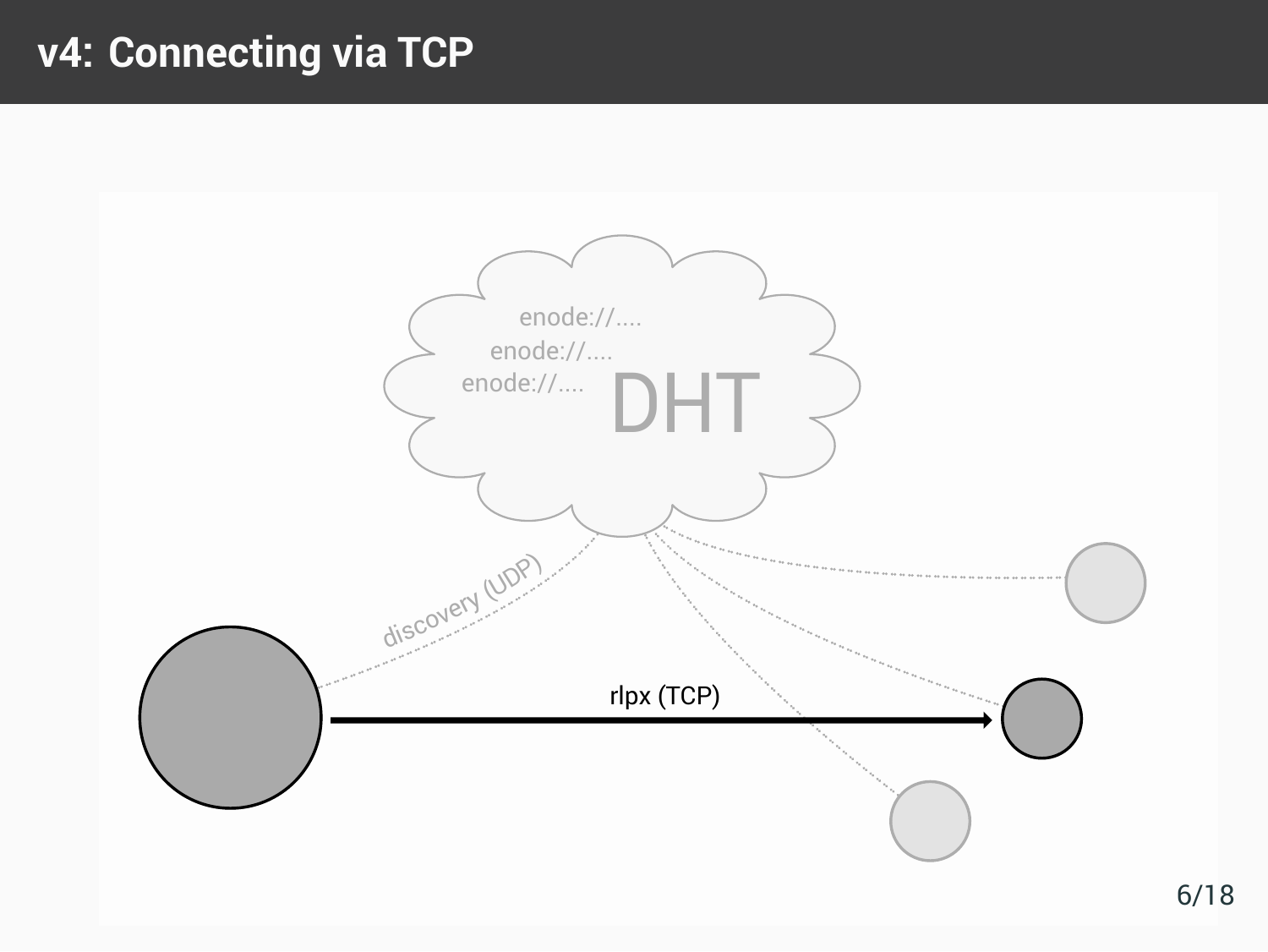# v4: Connecting via TCP

enode://....
enode://....
enode://....

DHT

discovery (UDP)

rlpx (TCP)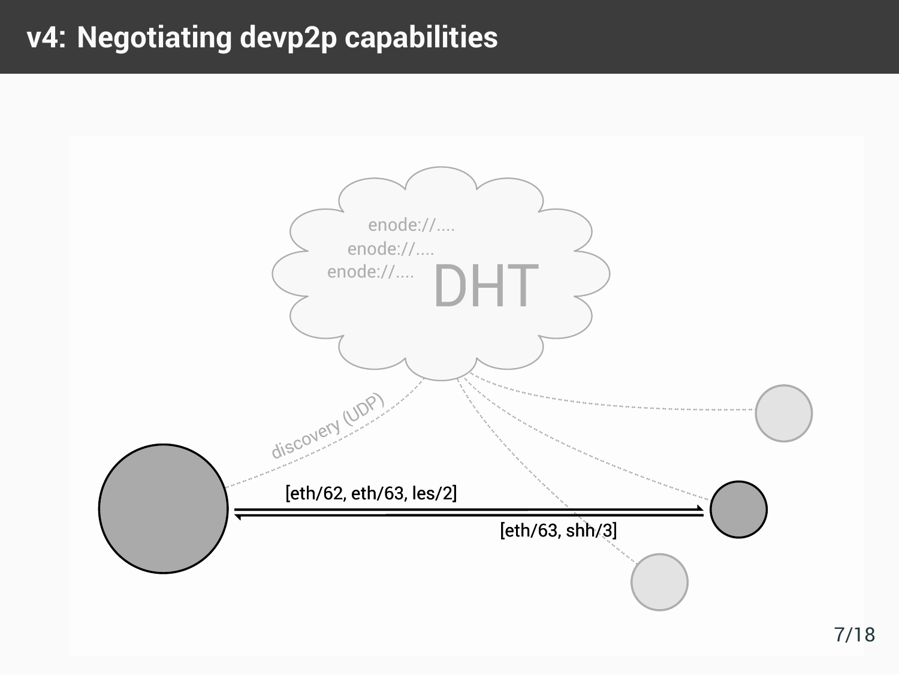# v4: Negotiating devp2p capabilities

enode://....
enode://....
enode://....
DHT

discovery (UDP)

[eth/62, eth/63, les/2]

[eth/63, shh/3]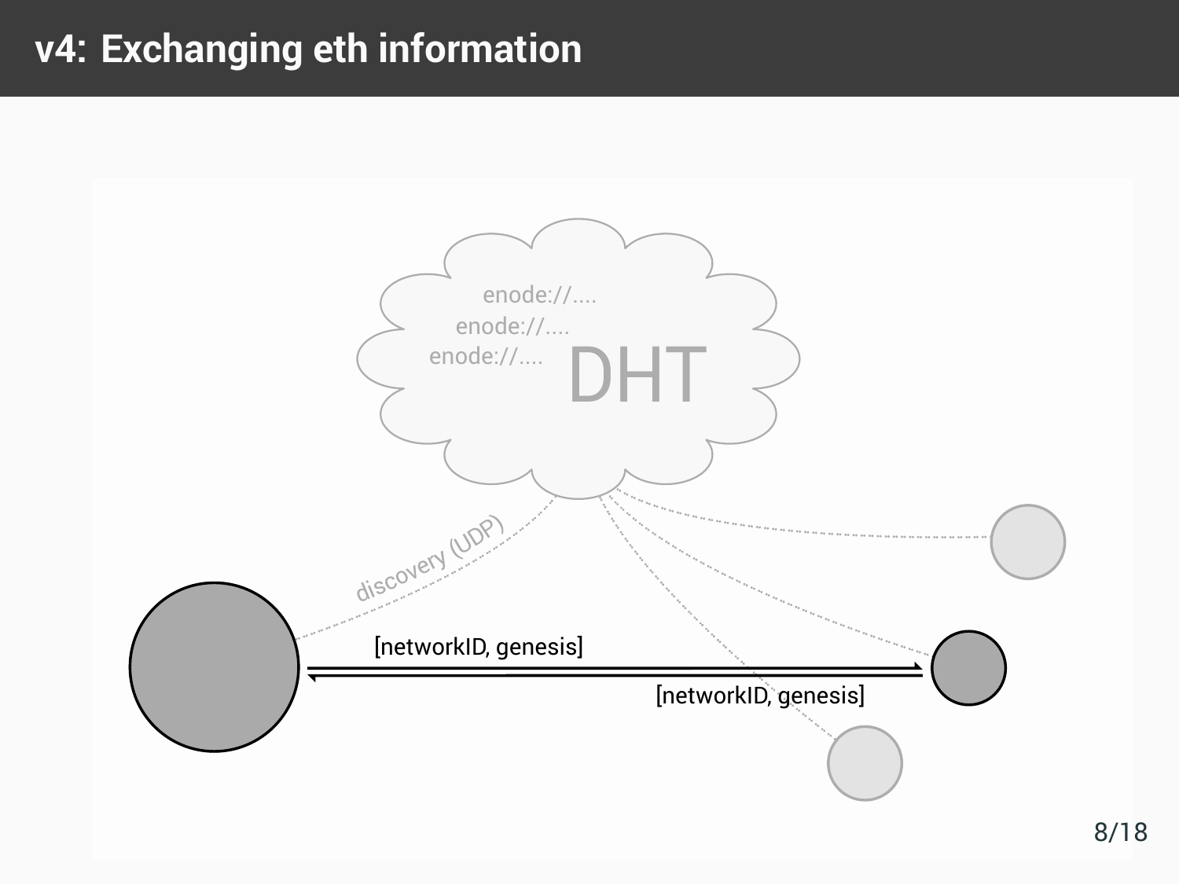# v4: Exchanging eth information

enode://....
enode://....
enode://....
DHT

discovery (UDP)

[networkID, genesis]

[networkID, genesis]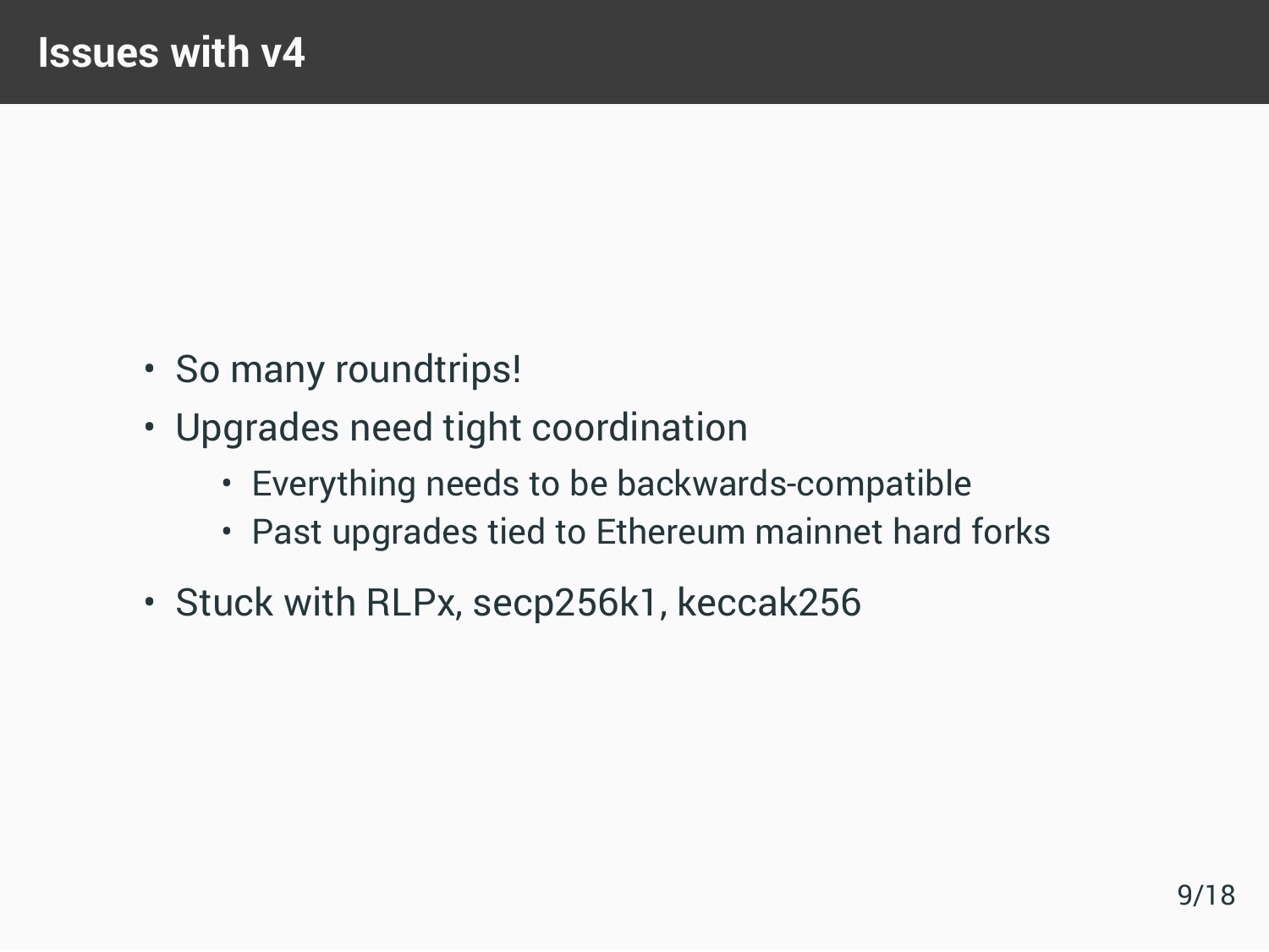# Issues with v4

- So many roundtrips!
- Upgrades need tight coordination
  - Everything needs to be backwards-compatible
  - Past upgrades tied to Ethereum mainnet hard forks
- Stuck with RLPx, secp256k1, keccak256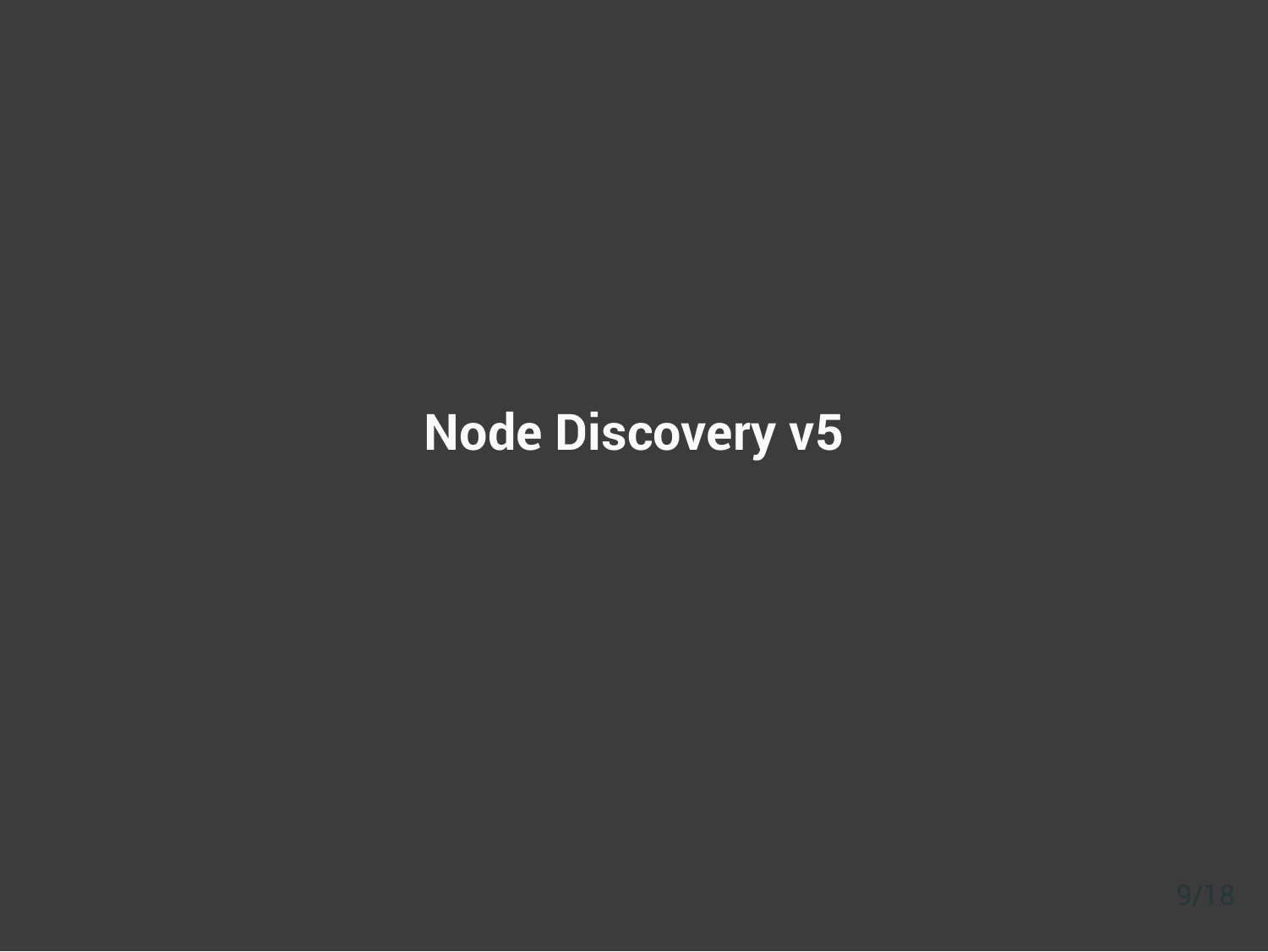# Node Discovery v5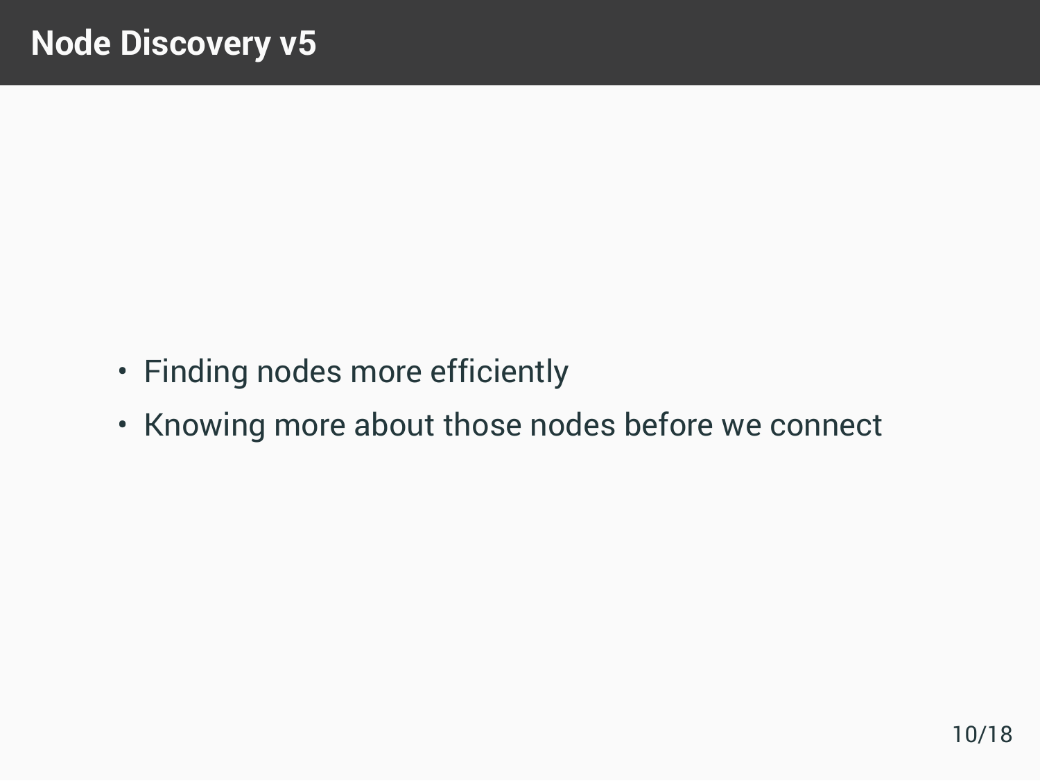# Node Discovery v5

- Finding nodes more efficiently
- Knowing more about those nodes before we connect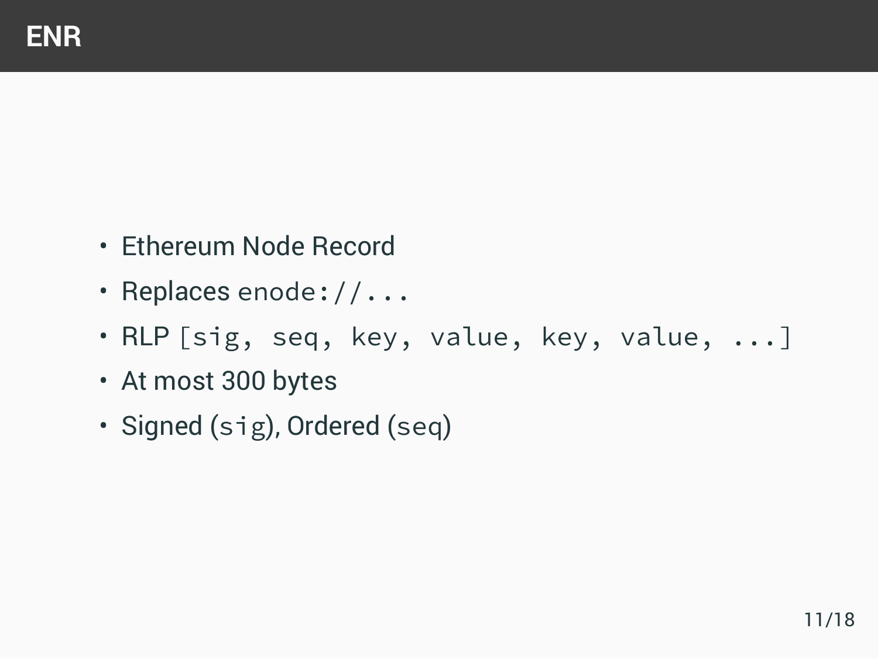# ENR

- Ethereum Node Record
- Replaces `enode://...`
- RLP `[sig, seq, key, value, key, value, ...]`
- At most 300 bytes
- Signed (`sig`), Ordered (`seq`)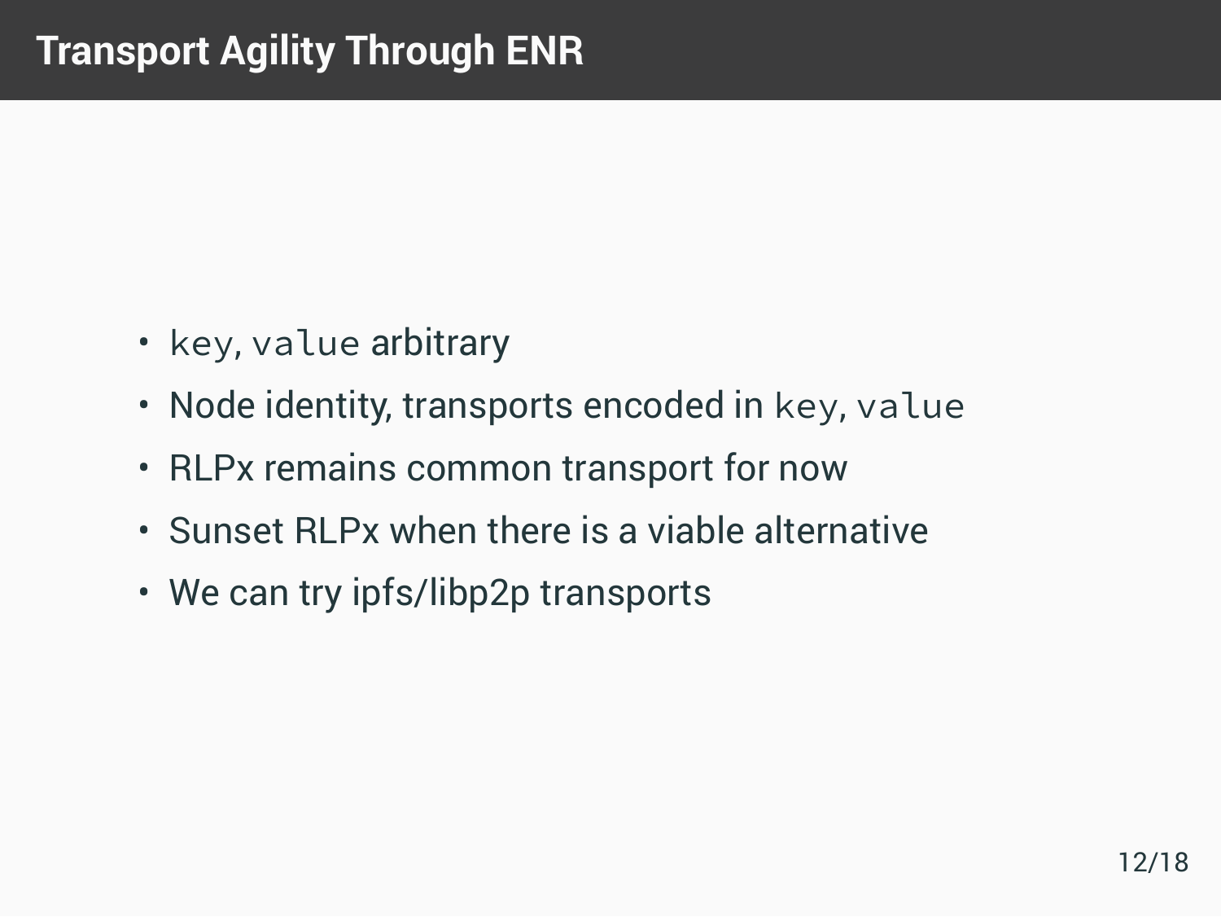# Transport Agility Through ENR

- `key`, `value` arbitrary
- Node identity, transports encoded in `key`, `value`
- RLPx remains common transport for now
- Sunset RLPx when there is a viable alternative
- We can try ipfs/libp2p transports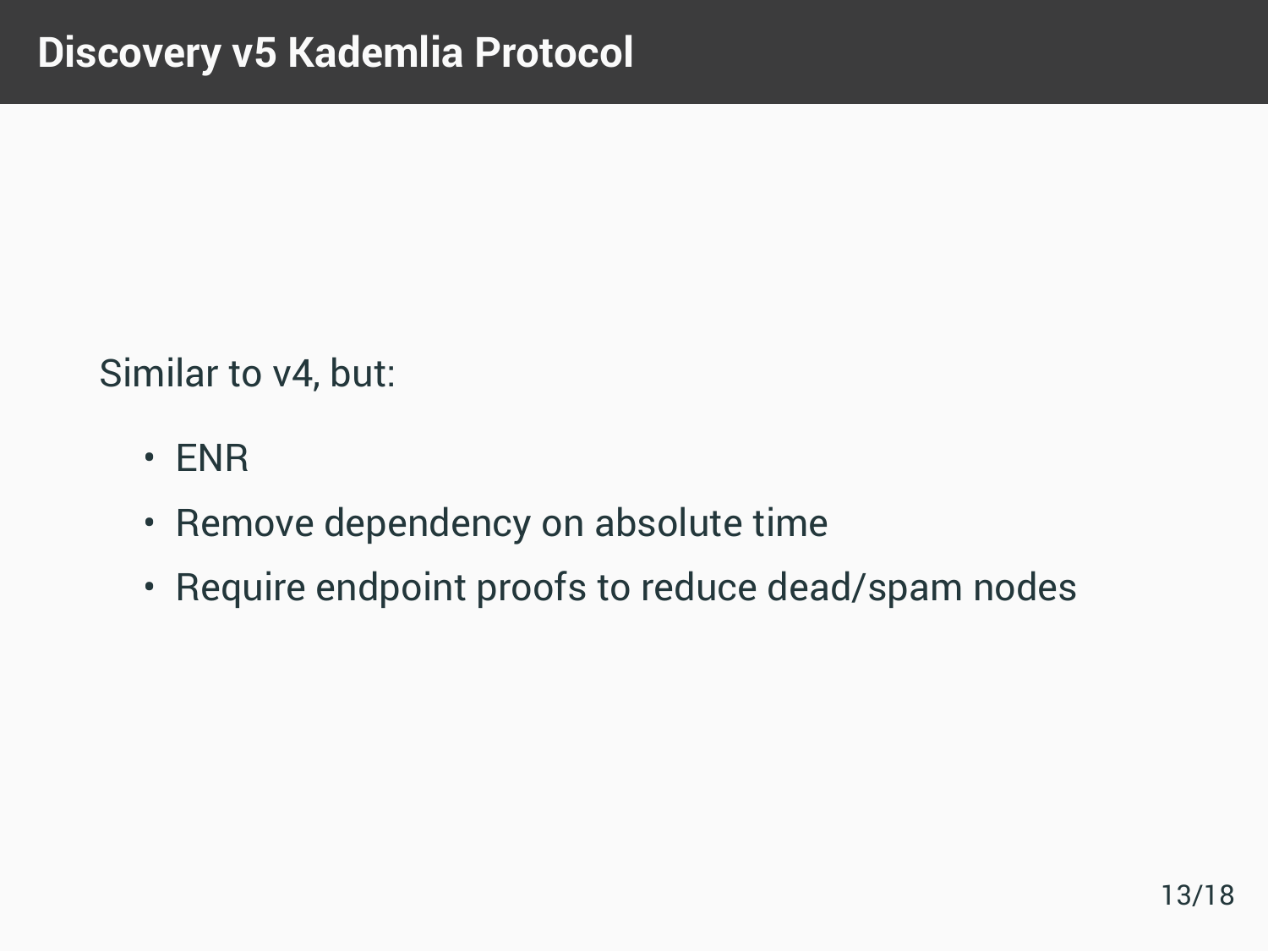# Discovery v5 Kademlia Protocol

Similar to v4, but:

- ENR
- Remove dependency on absolute time
- Require endpoint proofs to reduce dead/spam nodes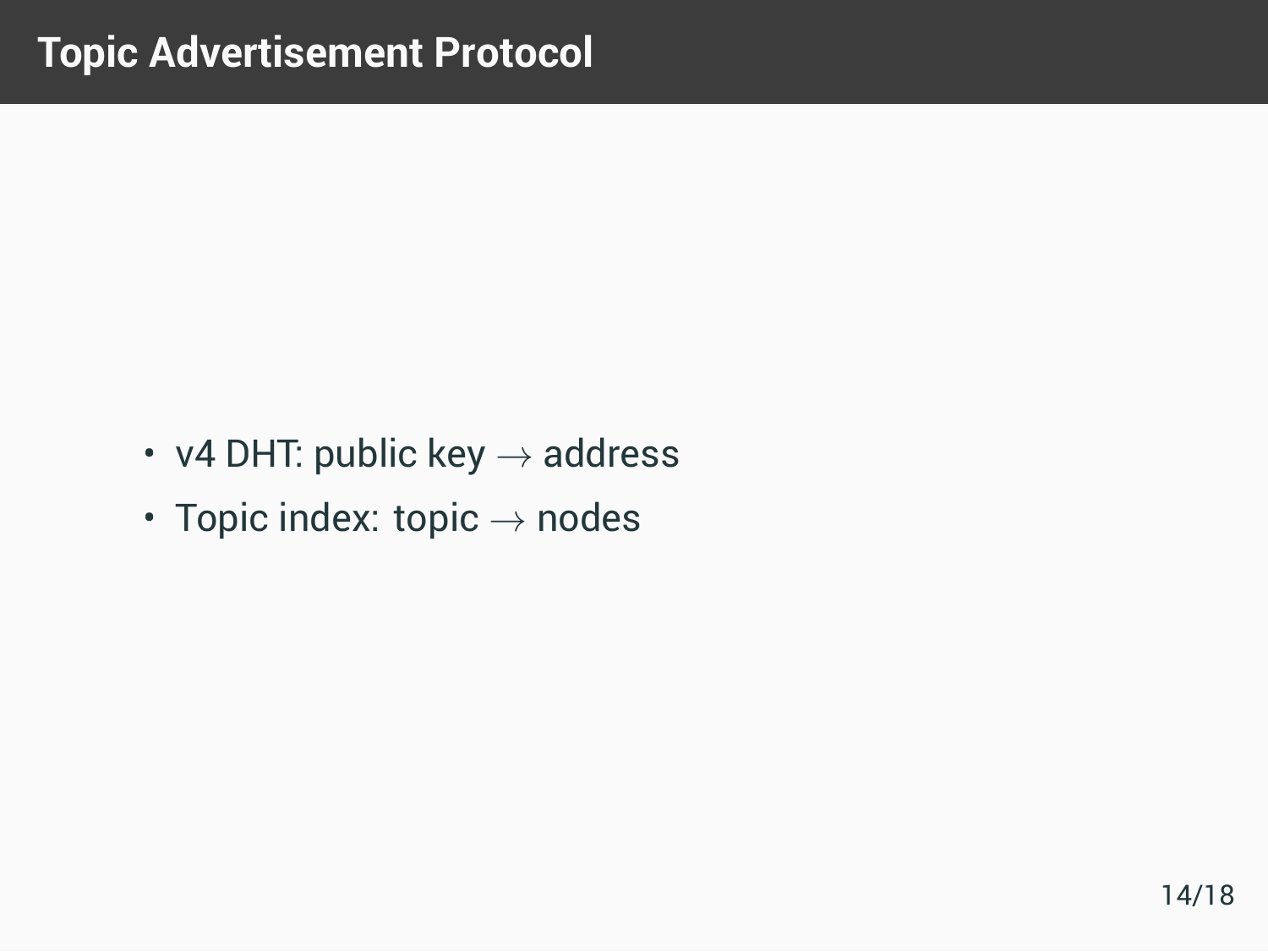# Topic Advertisement Protocol

- v4 DHT: public key $\rightarrow$ address
- Topic index: topic $\rightarrow$ nodes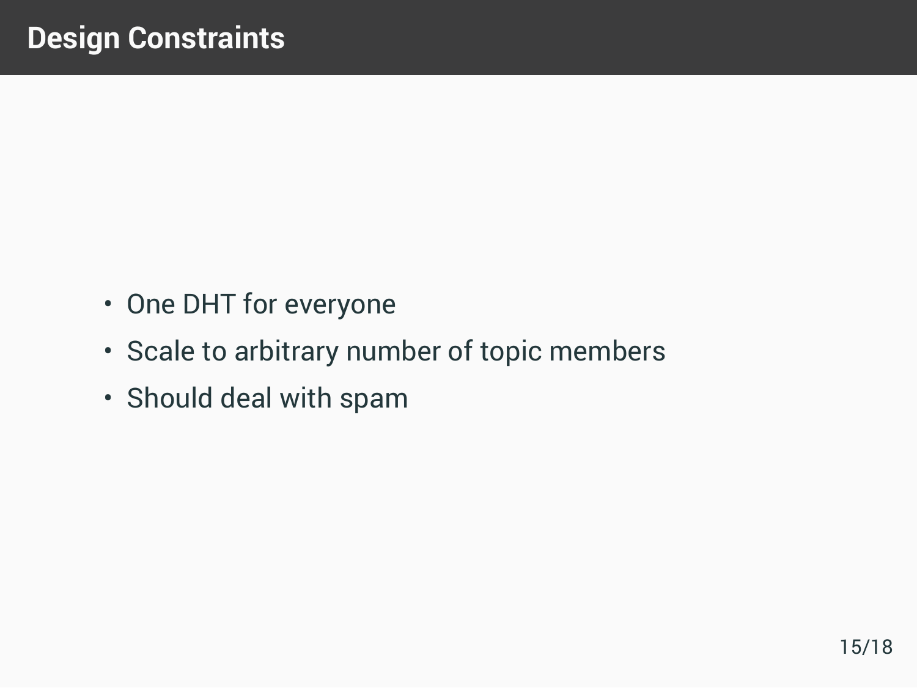# Design Constraints

- One DHT for everyone
- Scale to arbitrary number of topic members
- Should deal with spam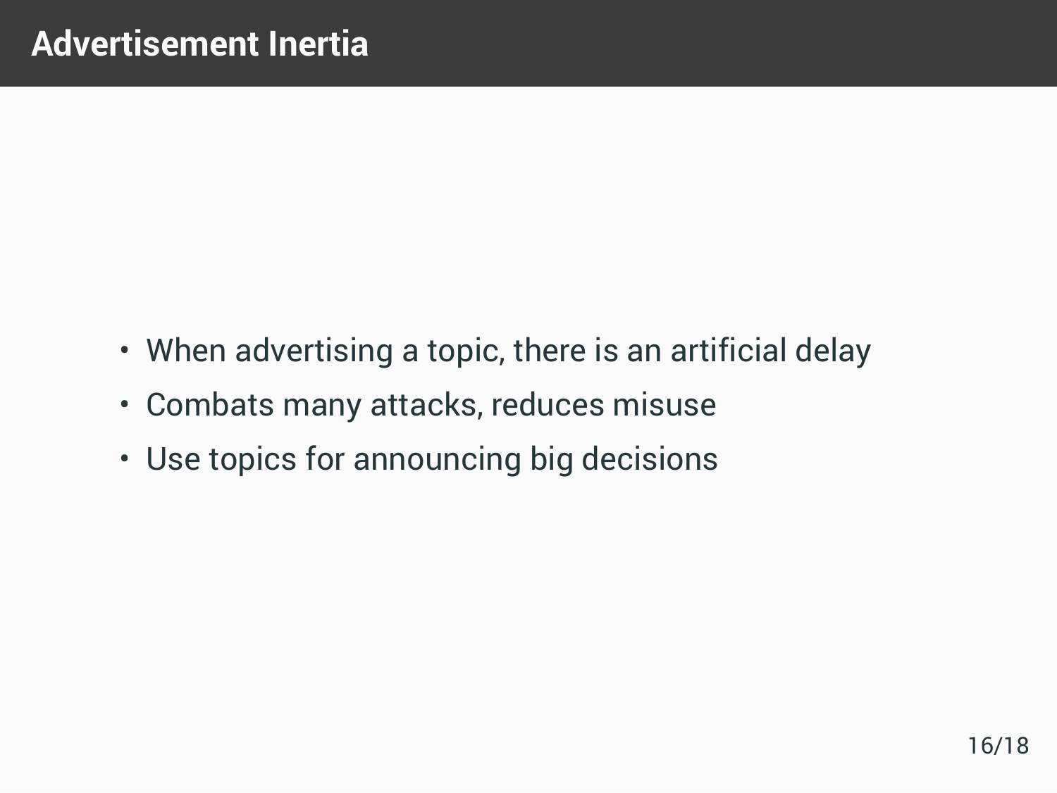# Advertisement Inertia

- When advertising a topic, there is an artificial delay
- Combats many attacks, reduces misuse
- Use topics for announcing big decisions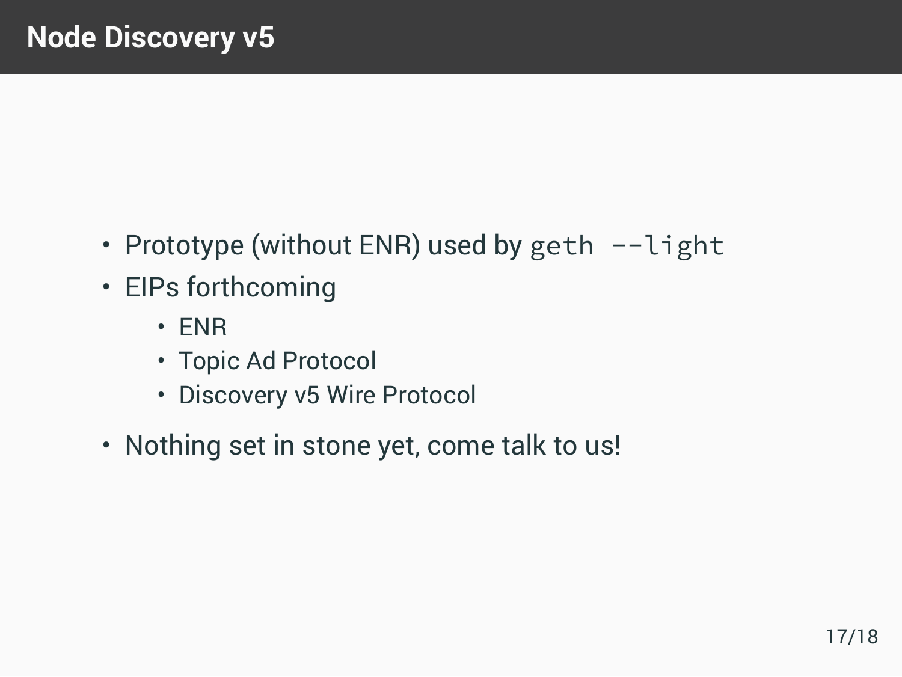# Node Discovery v5

- Prototype (without ENR) used by `geth --light`
- EIPs forthcoming
  - ENR
  - Topic Ad Protocol
  - Discovery v5 Wire Protocol
- Nothing set in stone yet, come talk to us!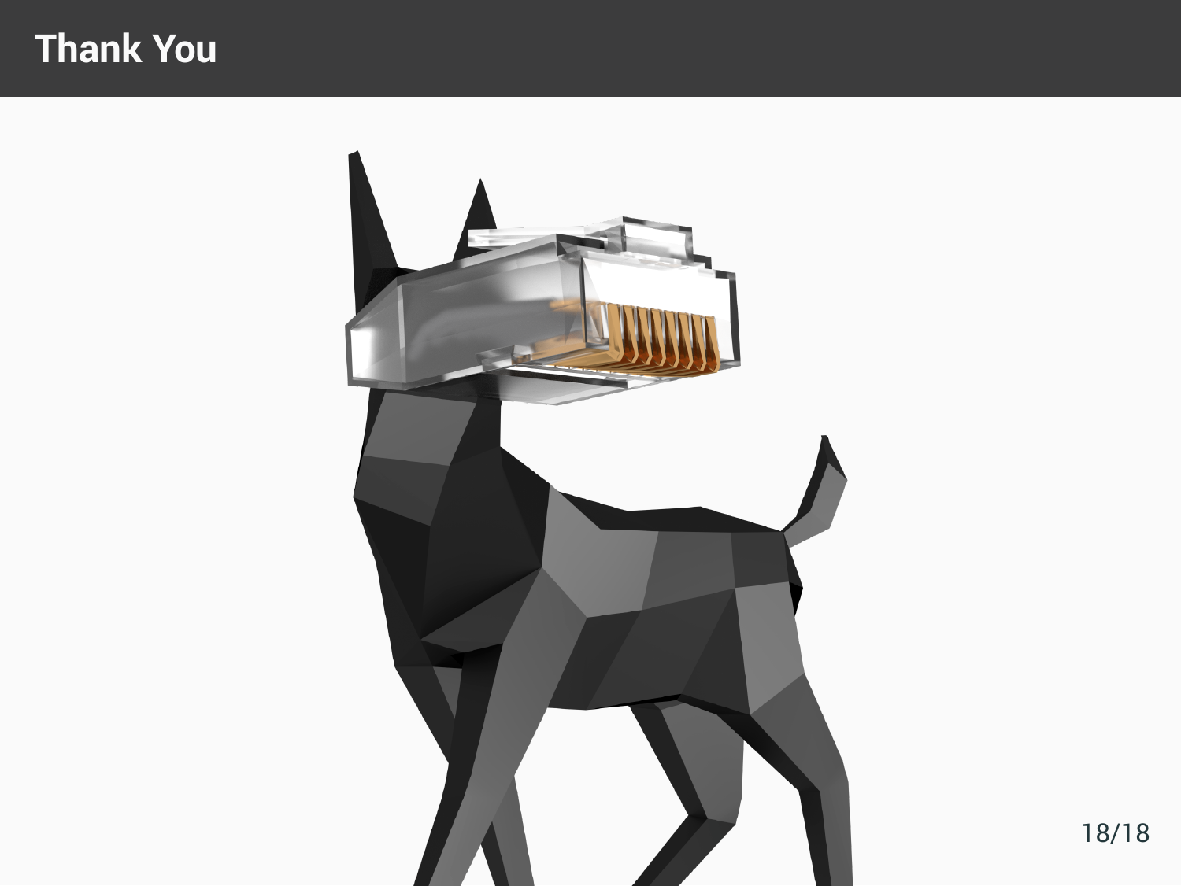# Thank You